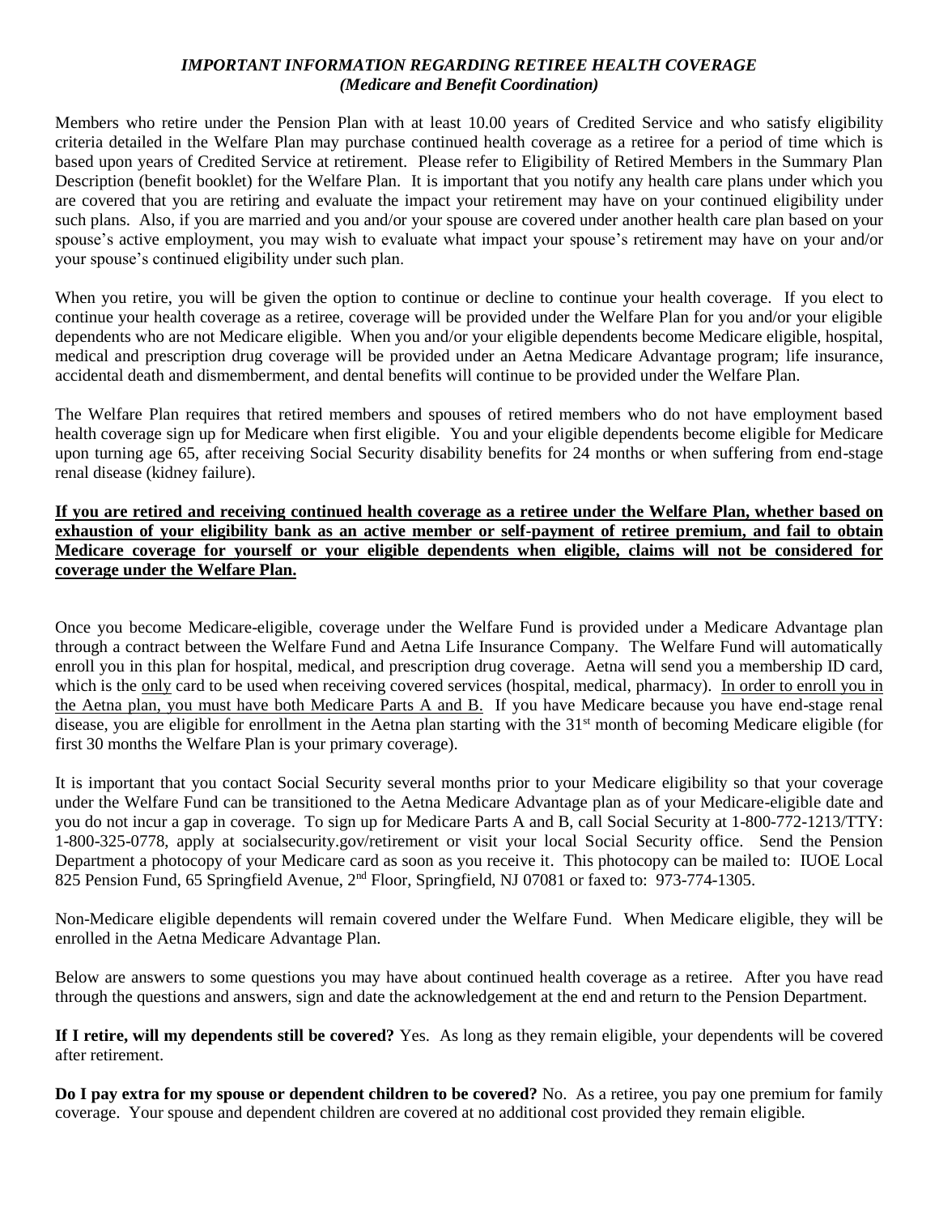# *IMPORTANT INFORMATION REGARDING RETIREE HEALTH COVERAGE*
## *(Medicare and Benefit Coordination)*

Members who retire under the Pension Plan with at least 10.00 years of Credited Service and who satisfy eligibility criteria detailed in the Welfare Plan may purchase continued health coverage as a retiree for a period of time which is based upon years of Credited Service at retirement. Please refer to Eligibility of Retired Members in the Summary Plan Description (benefit booklet) for the Welfare Plan. It is important that you notify any health care plans under which you are covered that you are retiring and evaluate the impact your retirement may have on your continued eligibility under such plans. Also, if you are married and you and/or your spouse are covered under another health care plan based on your spouse's active employment, you may wish to evaluate what impact your spouse's retirement may have on your and/or your spouse's continued eligibility under such plan.

When you retire, you will be given the option to continue or decline to continue your health coverage. If you elect to continue your health coverage as a retiree, coverage will be provided under the Welfare Plan for you and/or your eligible dependents who are not Medicare eligible. When you and/or your eligible dependents become Medicare eligible, hospital, medical and prescription drug coverage will be provided under an Aetna Medicare Advantage program; life insurance, accidental death and dismemberment, and dental benefits will continue to be provided under the Welfare Plan.

The Welfare Plan requires that retired members and spouses of retired members who do not have employment based health coverage sign up for Medicare when first eligible. You and your eligible dependents become eligible for Medicare upon turning age 65, after receiving Social Security disability benefits for 24 months or when suffering from end-stage renal disease (kidney failure).

<u>**If you are retired and receiving continued health coverage as a retiree under the Welfare Plan, whether based on exhaustion of your eligibility bank as an active member or self-payment of retiree premium, and fail to obtain Medicare coverage for yourself or your eligible dependents when eligible, claims will not be considered for coverage under the Welfare Plan.**</u>

Once you become Medicare-eligible, coverage under the Welfare Fund is provided under a Medicare Advantage plan through a contract between the Welfare Fund and Aetna Life Insurance Company. The Welfare Fund will automatically enroll you in this plan for hospital, medical, and prescription drug coverage. Aetna will send you a membership ID card, which is the <u>only</u> card to be used when receiving covered services (hospital, medical, pharmacy). <u>In order to enroll you in the Aetna plan, you must have both Medicare Parts A and B.</u> If you have Medicare because you have end-stage renal disease, you are eligible for enrollment in the Aetna plan starting with the 31st month of becoming Medicare eligible (for first 30 months the Welfare Plan is your primary coverage).

It is important that you contact Social Security several months prior to your Medicare eligibility so that your coverage under the Welfare Fund can be transitioned to the Aetna Medicare Advantage plan as of your Medicare-eligible date and you do not incur a gap in coverage. To sign up for Medicare Parts A and B, call Social Security at 1-800-772-1213/TTY: 1-800-325-0778, apply at socialsecurity.gov/retirement or visit your local Social Security office. Send the Pension Department a photocopy of your Medicare card as soon as you receive it. This photocopy can be mailed to: IUOE Local 825 Pension Fund, 65 Springfield Avenue, 2nd Floor, Springfield, NJ 07081 or faxed to: 973-774-1305.

Non-Medicare eligible dependents will remain covered under the Welfare Fund. When Medicare eligible, they will be enrolled in the Aetna Medicare Advantage Plan.

Below are answers to some questions you may have about continued health coverage as a retiree. After you have read through the questions and answers, sign and date the acknowledgement at the end and return to the Pension Department.

**If I retire, will my dependents still be covered?** Yes. As long as they remain eligible, your dependents will be covered after retirement.

**Do I pay extra for my spouse or dependent children to be covered?** No. As a retiree, you pay one premium for family coverage. Your spouse and dependent children are covered at no additional cost provided they remain eligible.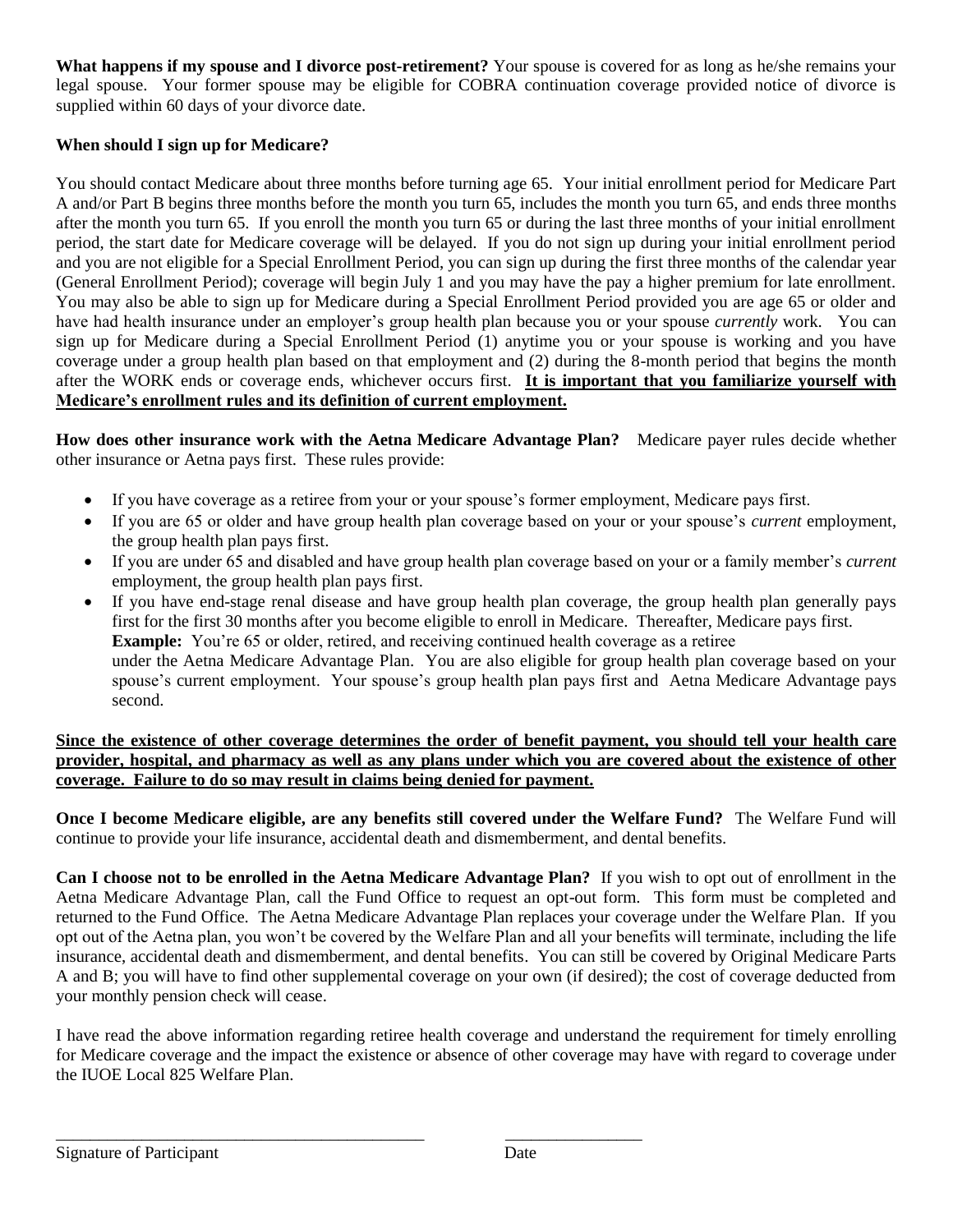**What happens if my spouse and I divorce post-retirement?** Your spouse is covered for as long as he/she remains your legal spouse. Your former spouse may be eligible for COBRA continuation coverage provided notice of divorce is supplied within 60 days of your divorce date.

**When should I sign up for Medicare?**

You should contact Medicare about three months before turning age 65. Your initial enrollment period for Medicare Part A and/or Part B begins three months before the month you turn 65, includes the month you turn 65, and ends three months after the month you turn 65. If you enroll the month you turn 65 or during the last three months of your initial enrollment period, the start date for Medicare coverage will be delayed. If you do not sign up during your initial enrollment period and you are not eligible for a Special Enrollment Period, you can sign up during the first three months of the calendar year (General Enrollment Period); coverage will begin July 1 and you may have the pay a higher premium for late enrollment. You may also be able to sign up for Medicare during a Special Enrollment Period provided you are age 65 or older and have had health insurance under an employer's group health plan because you or your spouse *currently* work. You can sign up for Medicare during a Special Enrollment Period (1) anytime you or your spouse is working and you have coverage under a group health plan based on that employment and (2) during the 8-month period that begins the month after the WORK ends or coverage ends, whichever occurs first. **<u>It is important that you familiarize yourself with Medicare's enrollment rules and its definition of current employment.</u>**

**How does other insurance work with the Aetna Medicare Advantage Plan?** Medicare payer rules decide whether other insurance or Aetna pays first. These rules provide:

- If you have coverage as a retiree from your or your spouse's former employment, Medicare pays first.
- If you are 65 or older and have group health plan coverage based on your or your spouse's *current* employment, the group health plan pays first.
- If you are under 65 and disabled and have group health plan coverage based on your or a family member's *current* employment, the group health plan pays first.
- If you have end-stage renal disease and have group health plan coverage, the group health plan generally pays first for the first 30 months after you become eligible to enroll in Medicare. Thereafter, Medicare pays first.
  **Example:** You're 65 or older, retired, and receiving continued health coverage as a retiree under the Aetna Medicare Advantage Plan. You are also eligible for group health plan coverage based on your spouse's current employment. Your spouse's group health plan pays first and Aetna Medicare Advantage pays second.

**<u>Since the existence of other coverage determines the order of benefit payment, you should tell your health care provider, hospital, and pharmacy as well as any plans under which you are covered about the existence of other coverage. Failure to do so may result in claims being denied for payment.</u>**

**Once I become Medicare eligible, are any benefits still covered under the Welfare Fund?** The Welfare Fund will continue to provide your life insurance, accidental death and dismemberment, and dental benefits.

**Can I choose not to be enrolled in the Aetna Medicare Advantage Plan?** If you wish to opt out of enrollment in the Aetna Medicare Advantage Plan, call the Fund Office to request an opt-out form. This form must be completed and returned to the Fund Office. The Aetna Medicare Advantage Plan replaces your coverage under the Welfare Plan. If you opt out of the Aetna plan, you won't be covered by the Welfare Plan and all your benefits will terminate, including the life insurance, accidental death and dismemberment, and dental benefits. You can still be covered by Original Medicare Parts A and B; you will have to find other supplemental coverage on your own (if desired); the cost of coverage deducted from your monthly pension check will cease.

I have read the above information regarding retiree health coverage and understand the requirement for timely enrolling for Medicare coverage and the impact the existence or absence of other coverage may have with regard to coverage under the IUOE Local 825 Welfare Plan.

\_\_\_\_\_\_\_\_\_\_\_\_\_\_\_\_\_\_\_\_\_\_\_\_\_\_\_\_\_\_\_\_\_\_\_\_\_\_\_\_\_\_\_\_ \_\_\_\_\_\_\_\_\_\_\_\_\_\_\_\_\_

Signature of Participant Date